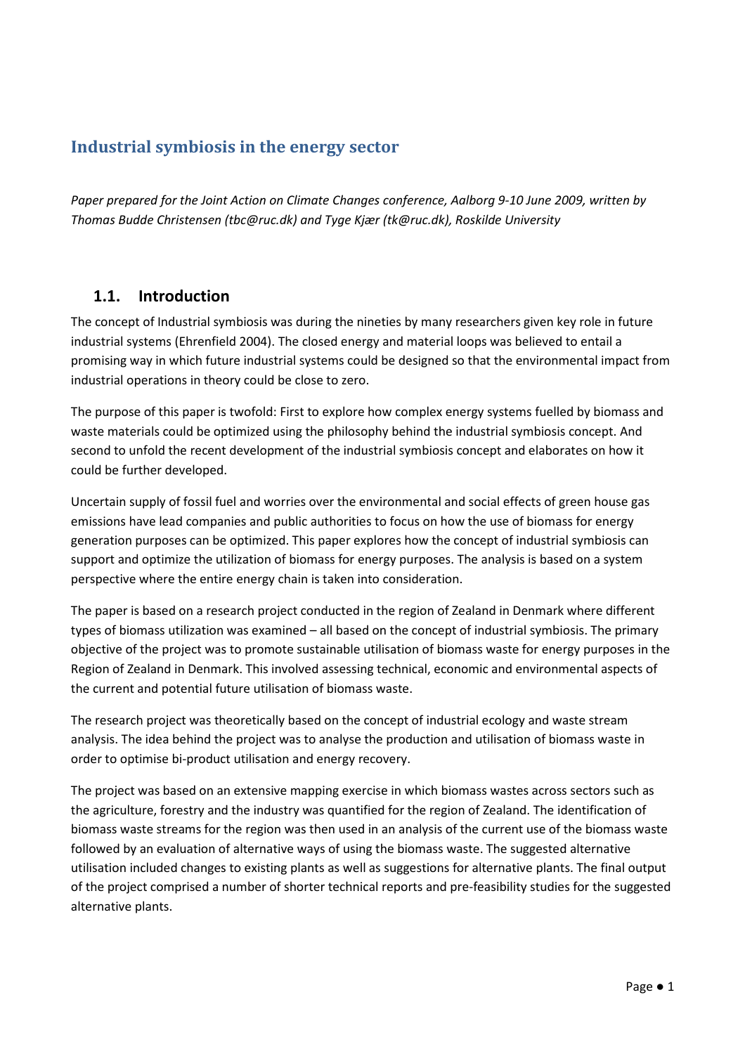# Industrial symbiosis in the energy sector

*Paper prepared for the Joint Action on Climate Changes conference, Aalborg 9-10 June 2009, written by Thomas Budde Christensen (tbc@ruc.dk) and Tyge Kjær (tk@ruc.dk), Roskilde University*

## 1.1. Introduction

The concept of Industrial symbiosis was during the nineties by many researchers given key role in future industrial systems (Ehrenfield 2004). The closed energy and material loops was believed to entail a promising way in which future industrial systems could be designed so that the environmental impact from industrial operations in theory could be close to zero.

The purpose of this paper is twofold: First to explore how complex energy systems fuelled by biomass and waste materials could be optimized using the philosophy behind the industrial symbiosis concept. And second to unfold the recent development of the industrial symbiosis concept and elaborates on how it could be further developed.

Uncertain supply of fossil fuel and worries over the environmental and social effects of green house gas emissions have lead companies and public authorities to focus on how the use of biomass for energy generation purposes can be optimized. This paper explores how the concept of industrial symbiosis can support and optimize the utilization of biomass for energy purposes. The analysis is based on a system perspective where the entire energy chain is taken into consideration.

The paper is based on a research project conducted in the region of Zealand in Denmark where different types of biomass utilization was examined – all based on the concept of industrial symbiosis. The primary objective of the project was to promote sustainable utilisation of biomass waste for energy purposes in the Region of Zealand in Denmark. This involved assessing technical, economic and environmental aspects of the current and potential future utilisation of biomass waste.

The research project was theoretically based on the concept of industrial ecology and waste stream analysis. The idea behind the project was to analyse the production and utilisation of biomass waste in order to optimise bi-product utilisation and energy recovery.

The project was based on an extensive mapping exercise in which biomass wastes across sectors such as the agriculture, forestry and the industry was quantified for the region of Zealand. The identification of biomass waste streams for the region was then used in an analysis of the current use of the biomass waste followed by an evaluation of alternative ways of using the biomass waste. The suggested alternative utilisation included changes to existing plants as well as suggestions for alternative plants. The final output of the project comprised a number of shorter technical reports and pre-feasibility studies for the suggested alternative plants.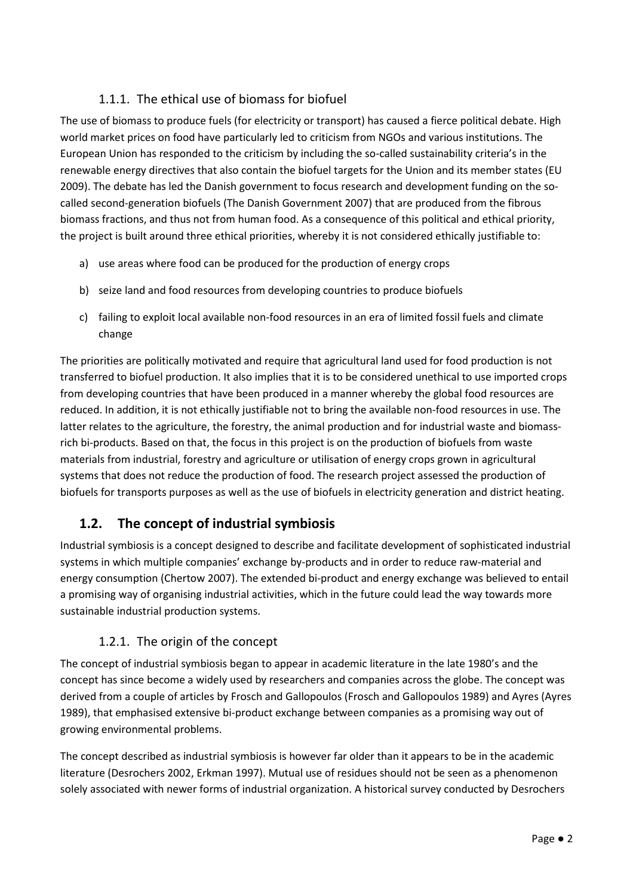### 1.1.1. The ethical use of biomass for biofuel

The use of biomass to produce fuels (for electricity or transport) has caused a fierce political debate. High world market prices on food have particularly led to criticism from NGOs and various institutions. The European Union has responded to the criticism by including the so-called sustainability criteria's in the renewable energy directives that also contain the biofuel targets for the Union and its member states (EU 2009). The debate has led the Danish government to focus research and development funding on the so-called second-generation biofuels (The Danish Government 2007) that are produced from the fibrous biomass fractions, and thus not from human food. As a consequence of this political and ethical priority, the project is built around three ethical priorities, whereby it is not considered ethically justifiable to:

a) use areas where food can be produced for the production of energy crops

b) seize land and food resources from developing countries to produce biofuels

c) failing to exploit local available non-food resources in an era of limited fossil fuels and climate change

The priorities are politically motivated and require that agricultural land used for food production is not transferred to biofuel production. It also implies that it is to be considered unethical to use imported crops from developing countries that have been produced in a manner whereby the global food resources are reduced. In addition, it is not ethically justifiable not to bring the available non-food resources in use. The latter relates to the agriculture, the forestry, the animal production and for industrial waste and biomass-rich bi-products. Based on that, the focus in this project is on the production of biofuels from waste materials from industrial, forestry and agriculture or utilisation of energy crops grown in agricultural systems that does not reduce the production of food. The research project assessed the production of biofuels for transports purposes as well as the use of biofuels in electricity generation and district heating.

## 1.2. The concept of industrial symbiosis

Industrial symbiosis is a concept designed to describe and facilitate development of sophisticated industrial systems in which multiple companies' exchange by-products and in order to reduce raw-material and energy consumption (Chertow 2007). The extended bi-product and energy exchange was believed to entail a promising way of organising industrial activities, which in the future could lead the way towards more sustainable industrial production systems.

### 1.2.1. The origin of the concept

The concept of industrial symbiosis began to appear in academic literature in the late 1980's and the concept has since become a widely used by researchers and companies across the globe. The concept was derived from a couple of articles by Frosch and Gallopoulos (Frosch and Gallopoulos 1989) and Ayres (Ayres 1989), that emphasised extensive bi-product exchange between companies as a promising way out of growing environmental problems.

The concept described as industrial symbiosis is however far older than it appears to be in the academic literature (Desrochers 2002, Erkman 1997). Mutual use of residues should not be seen as a phenomenon solely associated with newer forms of industrial organization. A historical survey conducted by Desrochers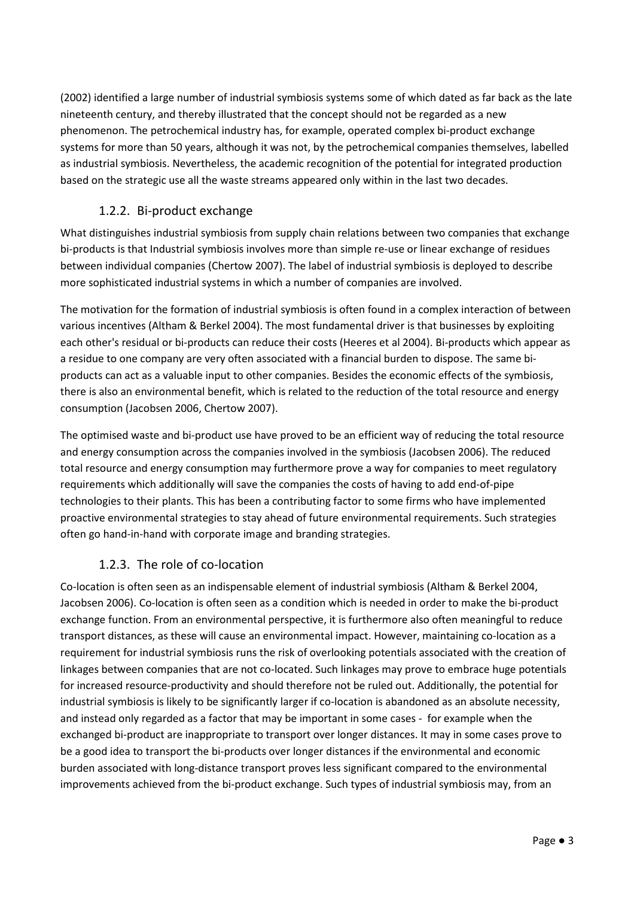(2002) identified a large number of industrial symbiosis systems some of which dated as far back as the late nineteenth century, and thereby illustrated that the concept should not be regarded as a new phenomenon. The petrochemical industry has, for example, operated complex bi-product exchange systems for more than 50 years, although it was not, by the petrochemical companies themselves, labelled as industrial symbiosis. Nevertheless, the academic recognition of the potential for integrated production based on the strategic use all the waste streams appeared only within in the last two decades.

### 1.2.2. Bi-product exchange

What distinguishes industrial symbiosis from supply chain relations between two companies that exchange bi-products is that Industrial symbiosis involves more than simple re-use or linear exchange of residues between individual companies (Chertow 2007). The label of industrial symbiosis is deployed to describe more sophisticated industrial systems in which a number of companies are involved.

The motivation for the formation of industrial symbiosis is often found in a complex interaction of between various incentives (Altham & Berkel 2004). The most fundamental driver is that businesses by exploiting each other's residual or bi-products can reduce their costs (Heeres et al 2004). Bi-products which appear as a residue to one company are very often associated with a financial burden to dispose. The same bi-products can act as a valuable input to other companies. Besides the economic effects of the symbiosis, there is also an environmental benefit, which is related to the reduction of the total resource and energy consumption (Jacobsen 2006, Chertow 2007).

The optimised waste and bi-product use have proved to be an efficient way of reducing the total resource and energy consumption across the companies involved in the symbiosis (Jacobsen 2006). The reduced total resource and energy consumption may furthermore prove a way for companies to meet regulatory requirements which additionally will save the companies the costs of having to add end-of-pipe technologies to their plants. This has been a contributing factor to some firms who have implemented proactive environmental strategies to stay ahead of future environmental requirements. Such strategies often go hand-in-hand with corporate image and branding strategies.

### 1.2.3. The role of co-location

Co-location is often seen as an indispensable element of industrial symbiosis (Altham & Berkel 2004, Jacobsen 2006). Co-location is often seen as a condition which is needed in order to make the bi-product exchange function. From an environmental perspective, it is furthermore also often meaningful to reduce transport distances, as these will cause an environmental impact. However, maintaining co-location as a requirement for industrial symbiosis runs the risk of overlooking potentials associated with the creation of linkages between companies that are not co-located. Such linkages may prove to embrace huge potentials for increased resource-productivity and should therefore not be ruled out. Additionally, the potential for industrial symbiosis is likely to be significantly larger if co-location is abandoned as an absolute necessity, and instead only regarded as a factor that may be important in some cases - for example when the exchanged bi-product are inappropriate to transport over longer distances. It may in some cases prove to be a good idea to transport the bi-products over longer distances if the environmental and economic burden associated with long-distance transport proves less significant compared to the environmental improvements achieved from the bi-product exchange. Such types of industrial symbiosis may, from an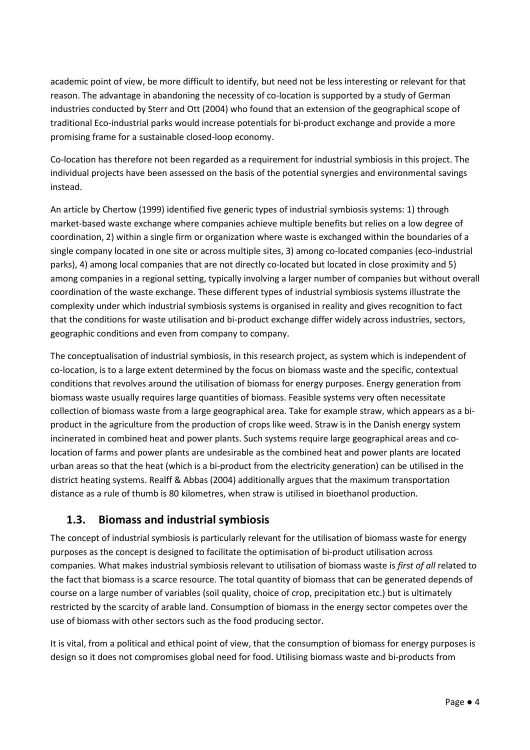academic point of view, be more difficult to identify, but need not be less interesting or relevant for that reason. The advantage in abandoning the necessity of co-location is supported by a study of German industries conducted by Sterr and Ott (2004) who found that an extension of the geographical scope of traditional Eco-industrial parks would increase potentials for bi-product exchange and provide a more promising frame for a sustainable closed-loop economy.

Co-location has therefore not been regarded as a requirement for industrial symbiosis in this project. The individual projects have been assessed on the basis of the potential synergies and environmental savings instead.

An article by Chertow (1999) identified five generic types of industrial symbiosis systems: 1) through market-based waste exchange where companies achieve multiple benefits but relies on a low degree of coordination, 2) within a single firm or organization where waste is exchanged within the boundaries of a single company located in one site or across multiple sites, 3) among co-located companies (eco-industrial parks), 4) among local companies that are not directly co-located but located in close proximity and 5) among companies in a regional setting, typically involving a larger number of companies but without overall coordination of the waste exchange. These different types of industrial symbiosis systems illustrate the complexity under which industrial symbiosis systems is organised in reality and gives recognition to fact that the conditions for waste utilisation and bi-product exchange differ widely across industries, sectors, geographic conditions and even from company to company.

The conceptualisation of industrial symbiosis, in this research project, as system which is independent of co-location, is to a large extent determined by the focus on biomass waste and the specific, contextual conditions that revolves around the utilisation of biomass for energy purposes. Energy generation from biomass waste usually requires large quantities of biomass. Feasible systems very often necessitate collection of biomass waste from a large geographical area. Take for example straw, which appears as a bi-product in the agriculture from the production of crops like weed. Straw is in the Danish energy system incinerated in combined heat and power plants. Such systems require large geographical areas and co-location of farms and power plants are undesirable as the combined heat and power plants are located urban areas so that the heat (which is a bi-product from the electricity generation) can be utilised in the district heating systems. Realff & Abbas (2004) additionally argues that the maximum transportation distance as a rule of thumb is 80 kilometres, when straw is utilised in bioethanol production.

## 1.3. Biomass and industrial symbiosis

The concept of industrial symbiosis is particularly relevant for the utilisation of biomass waste for energy purposes as the concept is designed to facilitate the optimisation of bi-product utilisation across companies. What makes industrial symbiosis relevant to utilisation of biomass waste is *first of all* related to the fact that biomass is a scarce resource. The total quantity of biomass that can be generated depends of course on a large number of variables (soil quality, choice of crop, precipitation etc.) but is ultimately restricted by the scarcity of arable land. Consumption of biomass in the energy sector competes over the use of biomass with other sectors such as the food producing sector.

It is vital, from a political and ethical point of view, that the consumption of biomass for energy purposes is design so it does not compromises global need for food. Utilising biomass waste and bi-products from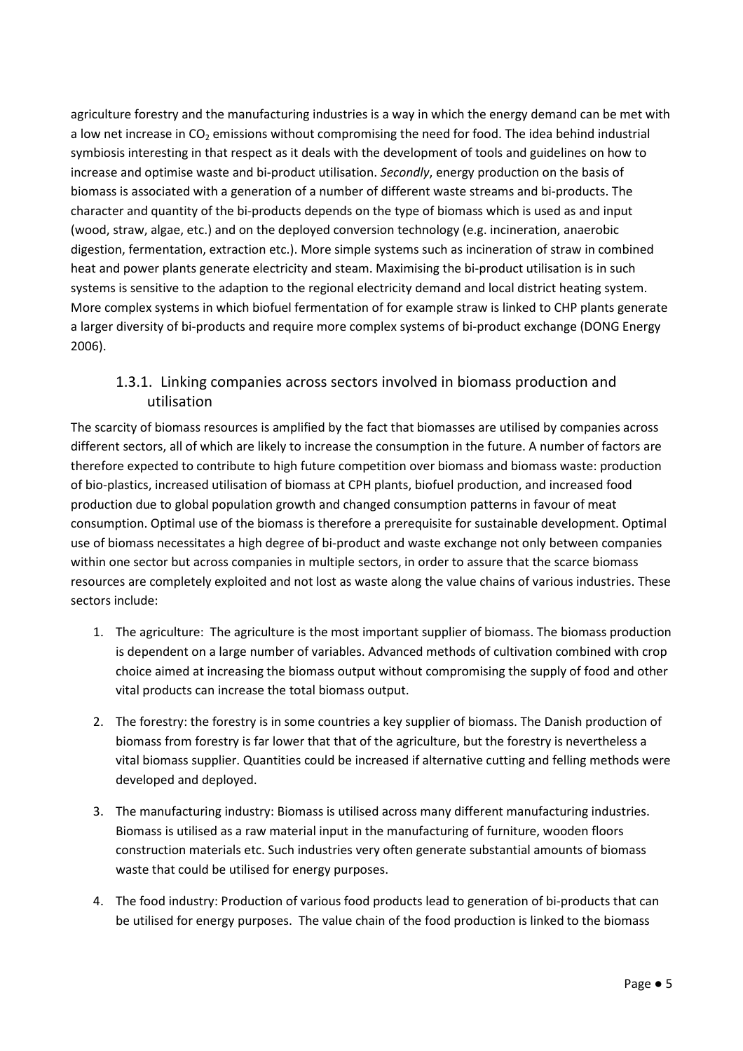agriculture forestry and the manufacturing industries is a way in which the energy demand can be met with a low net increase in $CO_2$ emissions without compromising the need for food. The idea behind industrial symbiosis interesting in that respect as it deals with the development of tools and guidelines on how to increase and optimise waste and bi-product utilisation. *Secondly*, energy production on the basis of biomass is associated with a generation of a number of different waste streams and bi-products. The character and quantity of the bi-products depends on the type of biomass which is used as and input (wood, straw, algae, etc.) and on the deployed conversion technology (e.g. incineration, anaerobic digestion, fermentation, extraction etc.). More simple systems such as incineration of straw in combined heat and power plants generate electricity and steam. Maximising the bi-product utilisation is in such systems is sensitive to the adaption to the regional electricity demand and local district heating system. More complex systems in which biofuel fermentation of for example straw is linked to CHP plants generate a larger diversity of bi-products and require more complex systems of bi-product exchange (DONG Energy 2006).

### 1.3.1. Linking companies across sectors involved in biomass production and utilisation

The scarcity of biomass resources is amplified by the fact that biomasses are utilised by companies across different sectors, all of which are likely to increase the consumption in the future. A number of factors are therefore expected to contribute to high future competition over biomass and biomass waste: production of bio-plastics, increased utilisation of biomass at CPH plants, biofuel production, and increased food production due to global population growth and changed consumption patterns in favour of meat consumption. Optimal use of the biomass is therefore a prerequisite for sustainable development. Optimal use of biomass necessitates a high degree of bi-product and waste exchange not only between companies within one sector but across companies in multiple sectors, in order to assure that the scarce biomass resources are completely exploited and not lost as waste along the value chains of various industries. These sectors include:

1. The agriculture: The agriculture is the most important supplier of biomass. The biomass production is dependent on a large number of variables. Advanced methods of cultivation combined with crop choice aimed at increasing the biomass output without compromising the supply of food and other vital products can increase the total biomass output.

2. The forestry: the forestry is in some countries a key supplier of biomass. The Danish production of biomass from forestry is far lower that that of the agriculture, but the forestry is nevertheless a vital biomass supplier. Quantities could be increased if alternative cutting and felling methods were developed and deployed.

3. The manufacturing industry: Biomass is utilised across many different manufacturing industries. Biomass is utilised as a raw material input in the manufacturing of furniture, wooden floors construction materials etc. Such industries very often generate substantial amounts of biomass waste that could be utilised for energy purposes.

4. The food industry: Production of various food products lead to generation of bi-products that can be utilised for energy purposes. The value chain of the food production is linked to the biomass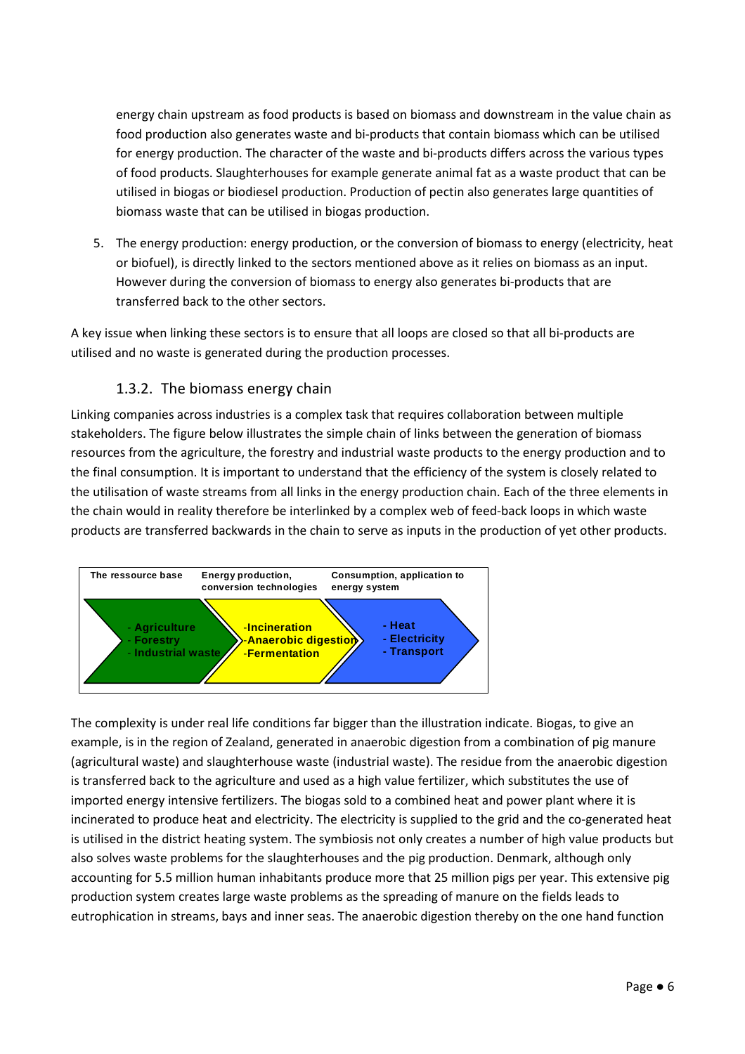energy chain upstream as food products is based on biomass and downstream in the value chain as food production also generates waste and bi-products that contain biomass which can be utilised for energy production. The character of the waste and bi-products differs across the various types of food products. Slaughterhouses for example generate animal fat as a waste product that can be utilised in biogas or biodiesel production. Production of pectin also generates large quantities of biomass waste that can be utilised in biogas production.

5. The energy production: energy production, or the conversion of biomass to energy (electricity, heat or biofuel), is directly linked to the sectors mentioned above as it relies on biomass as an input. However during the conversion of biomass to energy also generates bi-products that are transferred back to the other sectors.

A key issue when linking these sectors is to ensure that all loops are closed so that all bi-products are utilised and no waste is generated during the production processes.

### 1.3.2. The biomass energy chain

Linking companies across industries is a complex task that requires collaboration between multiple stakeholders. The figure below illustrates the simple chain of links between the generation of biomass resources from the agriculture, the forestry and industrial waste products to the energy production and to the final consumption. It is important to understand that the efficiency of the system is closely related to the utilisation of waste streams from all links in the energy production chain. Each of the three elements in the chain would in reality therefore be interlinked by a complex web of feed-back loops in which waste products are transferred backwards in the chain to serve as inputs in the production of yet other products.

| The ressource base | Energy production, conversion technologies | Consumption, application to energy system |
| --- | --- | --- |
| - Agriculture<br>- Forestry<br>- Industrial waste | -Incineration<br>-Anaerobic digestion<br>-Fermentation | - Heat<br>- Electricity<br>- Transport |

The complexity is under real life conditions far bigger than the illustration indicate. Biogas, to give an example, is in the region of Zealand, generated in anaerobic digestion from a combination of pig manure (agricultural waste) and slaughterhouse waste (industrial waste). The residue from the anaerobic digestion is transferred back to the agriculture and used as a high value fertilizer, which substitutes the use of imported energy intensive fertilizers. The biogas sold to a combined heat and power plant where it is incinerated to produce heat and electricity. The electricity is supplied to the grid and the co-generated heat is utilised in the district heating system. The symbiosis not only creates a number of high value products but also solves waste problems for the slaughterhouses and the pig production. Denmark, although only accounting for 5.5 million human inhabitants produce more that 25 million pigs per year. This extensive pig production system creates large waste problems as the spreading of manure on the fields leads to eutrophication in streams, bays and inner seas. The anaerobic digestion thereby on the one hand function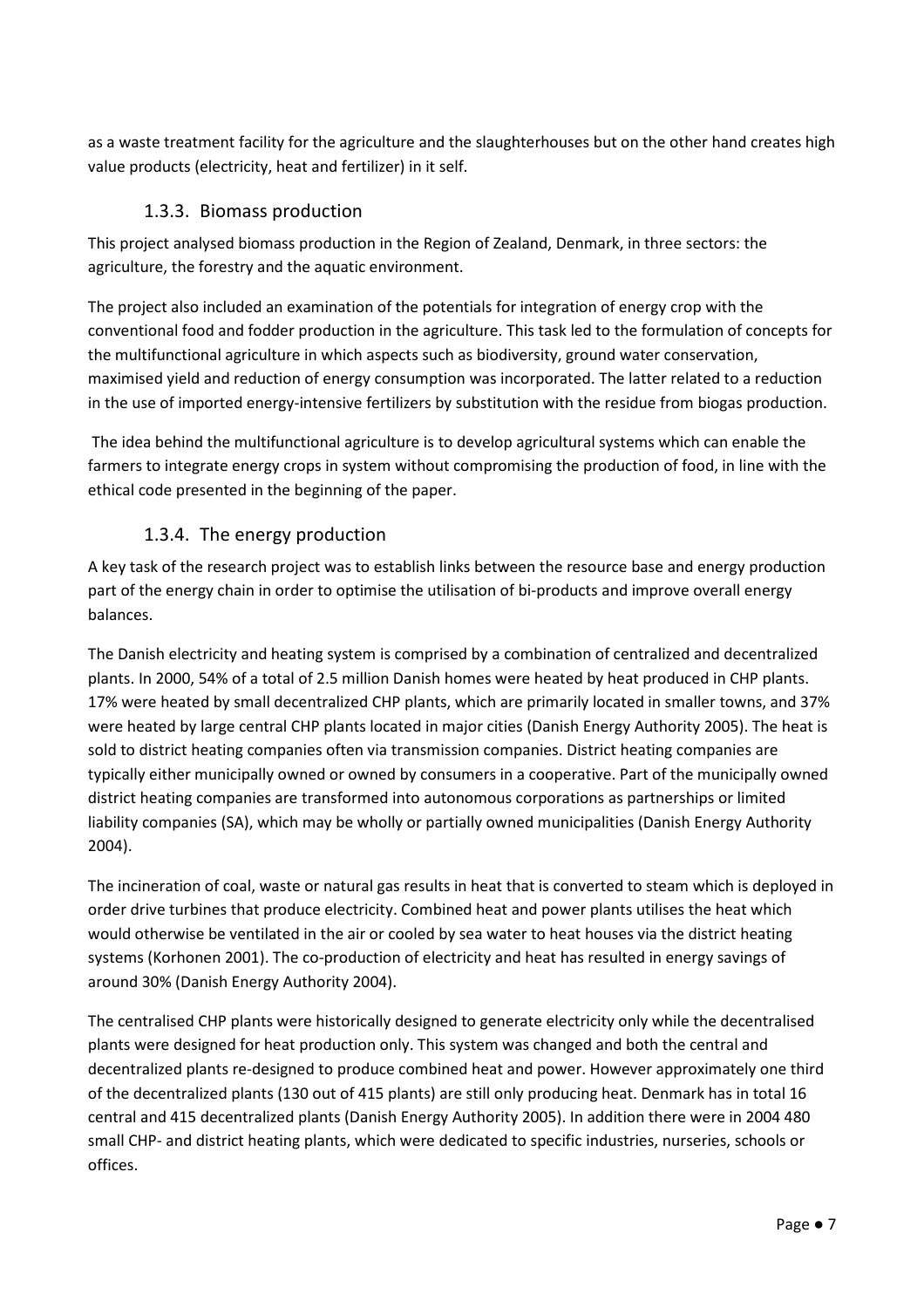as a waste treatment facility for the agriculture and the slaughterhouses but on the other hand creates high value products (electricity, heat and fertilizer) in it self.

### 1.3.3. Biomass production

This project analysed biomass production in the Region of Zealand, Denmark, in three sectors: the agriculture, the forestry and the aquatic environment.

The project also included an examination of the potentials for integration of energy crop with the conventional food and fodder production in the agriculture. This task led to the formulation of concepts for the multifunctional agriculture in which aspects such as biodiversity, ground water conservation, maximised yield and reduction of energy consumption was incorporated. The latter related to a reduction in the use of imported energy-intensive fertilizers by substitution with the residue from biogas production.

The idea behind the multifunctional agriculture is to develop agricultural systems which can enable the farmers to integrate energy crops in system without compromising the production of food, in line with the ethical code presented in the beginning of the paper.

### 1.3.4. The energy production

A key task of the research project was to establish links between the resource base and energy production part of the energy chain in order to optimise the utilisation of bi-products and improve overall energy balances.

The Danish electricity and heating system is comprised by a combination of centralized and decentralized plants. In 2000, 54% of a total of 2.5 million Danish homes were heated by heat produced in CHP plants. 17% were heated by small decentralized CHP plants, which are primarily located in smaller towns, and 37% were heated by large central CHP plants located in major cities (Danish Energy Authority 2005). The heat is sold to district heating companies often via transmission companies. District heating companies are typically either municipally owned or owned by consumers in a cooperative. Part of the municipally owned district heating companies are transformed into autonomous corporations as partnerships or limited liability companies (SA), which may be wholly or partially owned municipalities (Danish Energy Authority 2004).

The incineration of coal, waste or natural gas results in heat that is converted to steam which is deployed in order drive turbines that produce electricity. Combined heat and power plants utilises the heat which would otherwise be ventilated in the air or cooled by sea water to heat houses via the district heating systems (Korhonen 2001). The co-production of electricity and heat has resulted in energy savings of around 30% (Danish Energy Authority 2004).

The centralised CHP plants were historically designed to generate electricity only while the decentralised plants were designed for heat production only. This system was changed and both the central and decentralized plants re-designed to produce combined heat and power. However approximately one third of the decentralized plants (130 out of 415 plants) are still only producing heat. Denmark has in total 16 central and 415 decentralized plants (Danish Energy Authority 2005). In addition there were in 2004 480 small CHP- and district heating plants, which were dedicated to specific industries, nurseries, schools or offices.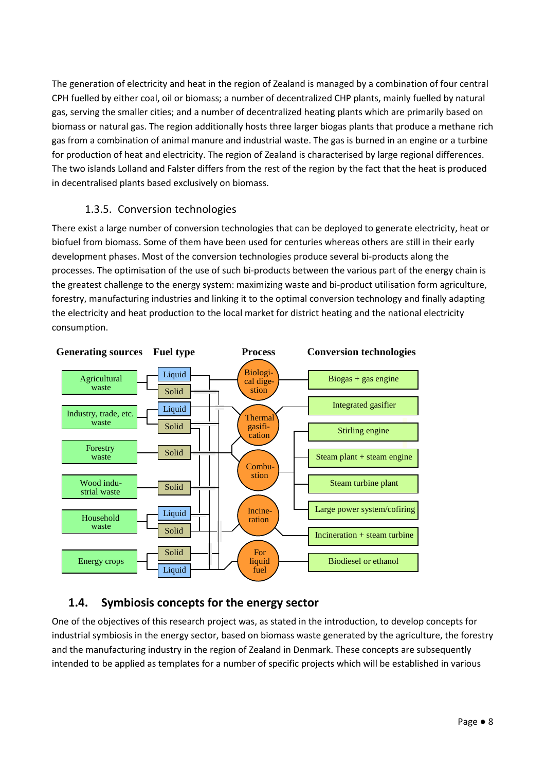The generation of electricity and heat in the region of Zealand is managed by a combination of four central CPH fuelled by either coal, oil or biomass; a number of decentralized CHP plants, mainly fuelled by natural gas, serving the smaller cities; and a number of decentralized heating plants which are primarily based on biomass or natural gas. The region additionally hosts three larger biogas plants that produce a methane rich gas from a combination of animal manure and industrial waste. The gas is burned in an engine or a turbine for production of heat and electricity. The region of Zealand is characterised by large regional differences. The two islands Lolland and Falster differs from the rest of the region by the fact that the heat is produced in decentralised plants based exclusively on biomass.

### 1.3.5. Conversion technologies

There exist a large number of conversion technologies that can be deployed to generate electricity, heat or biofuel from biomass. Some of them have been used for centuries whereas others are still in their early development phases. Most of the conversion technologies produce several bi-products along the processes. The optimisation of the use of such bi-products between the various part of the energy chain is the greatest challenge to the energy system: maximizing waste and bi-product utilisation form agriculture, forestry, manufacturing industries and linking it to the optimal conversion technology and finally adapting the electricity and heat production to the local market for district heating and the national electricity consumption.

**Generating sources** | **Fuel type** | **Process** | **Conversion technologies**

Agricultural waste — Liquid, Solid
Industry, trade, etc. waste — Liquid, Solid
Forestry waste — Solid
Wood industrial waste — Solid
Household waste — Liquid, Solid
Energy crops — Solid, Liquid

Processes: Biological digestion; Thermal gasification; Combustion; Incineration; For liquid fuel

Conversion technologies: Biogas + gas engine; Integrated gasifier; Stirling engine; Steam plant + steam engine; Steam turbine plant; Large power system/cofiring; Incineration + steam turbine; Biodiesel or ethanol

## 1.4. Symbiosis concepts for the energy sector

One of the objectives of this research project was, as stated in the introduction, to develop concepts for industrial symbiosis in the energy sector, based on biomass waste generated by the agriculture, the forestry and the manufacturing industry in the region of Zealand in Denmark. These concepts are subsequently intended to be applied as templates for a number of specific projects which will be established in various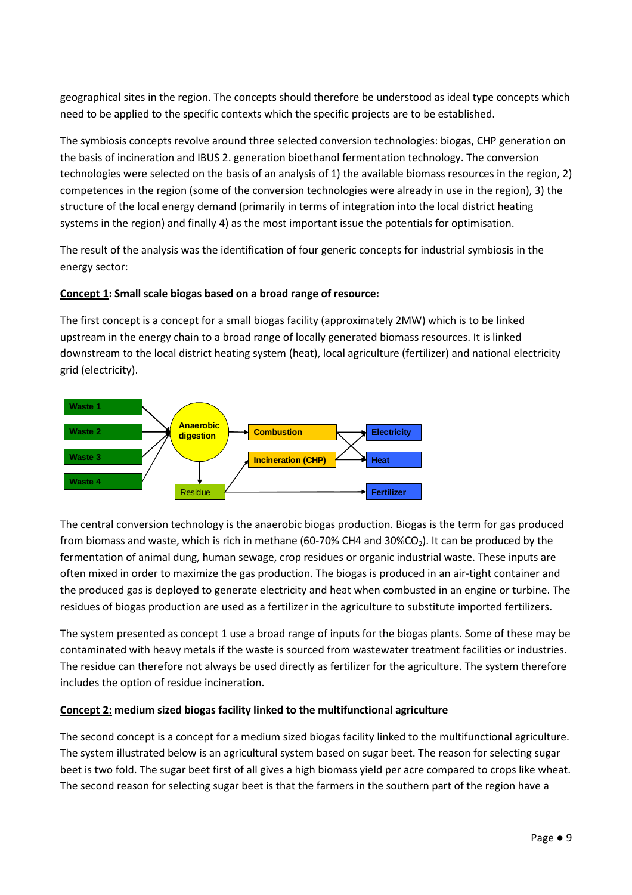geographical sites in the region. The concepts should therefore be understood as ideal type concepts which need to be applied to the specific contexts which the specific projects are to be established.

The symbiosis concepts revolve around three selected conversion technologies: biogas, CHP generation on the basis of incineration and IBUS 2. generation bioethanol fermentation technology. The conversion technologies were selected on the basis of an analysis of 1) the available biomass resources in the region, 2) competences in the region (some of the conversion technologies were already in use in the region), 3) the structure of the local energy demand (primarily in terms of integration into the local district heating systems in the region) and finally 4) as the most important issue the potentials for optimisation.

The result of the analysis was the identification of four generic concepts for industrial symbiosis in the energy sector:

**Concept 1: Small scale biogas based on a broad range of resource:**

The first concept is a concept for a small biogas facility (approximately 2MW) which is to be linked upstream in the energy chain to a broad range of locally generated biomass resources. It is linked downstream to the local district heating system (heat), local agriculture (fertilizer) and national electricity grid (electricity).

Waste 1, Waste 2, Waste 3, Waste 4 → Anaerobic digestion → Combustion → Electricity, Heat

Anaerobic digestion → Residue → Incineration (CHP) → Electricity, Heat

Residue → Fertilizer

The central conversion technology is the anaerobic biogas production. Biogas is the term for gas produced from biomass and waste, which is rich in methane (60-70% $CH_4$ and 30%$CO_2$). It can be produced by the fermentation of animal dung, human sewage, crop residues or organic industrial waste. These inputs are often mixed in order to maximize the gas production. The biogas is produced in an air-tight container and the produced gas is deployed to generate electricity and heat when combusted in an engine or turbine. The residues of biogas production are used as a fertilizer in the agriculture to substitute imported fertilizers.

The system presented as concept 1 use a broad range of inputs for the biogas plants. Some of these may be contaminated with heavy metals if the waste is sourced from wastewater treatment facilities or industries. The residue can therefore not always be used directly as fertilizer for the agriculture. The system therefore includes the option of residue incineration.

**Concept 2: medium sized biogas facility linked to the multifunctional agriculture**

The second concept is a concept for a medium sized biogas facility linked to the multifunctional agriculture. The system illustrated below is an agricultural system based on sugar beet. The reason for selecting sugar beet is two fold. The sugar beet first of all gives a high biomass yield per acre compared to crops like wheat. The second reason for selecting sugar beet is that the farmers in the southern part of the region have a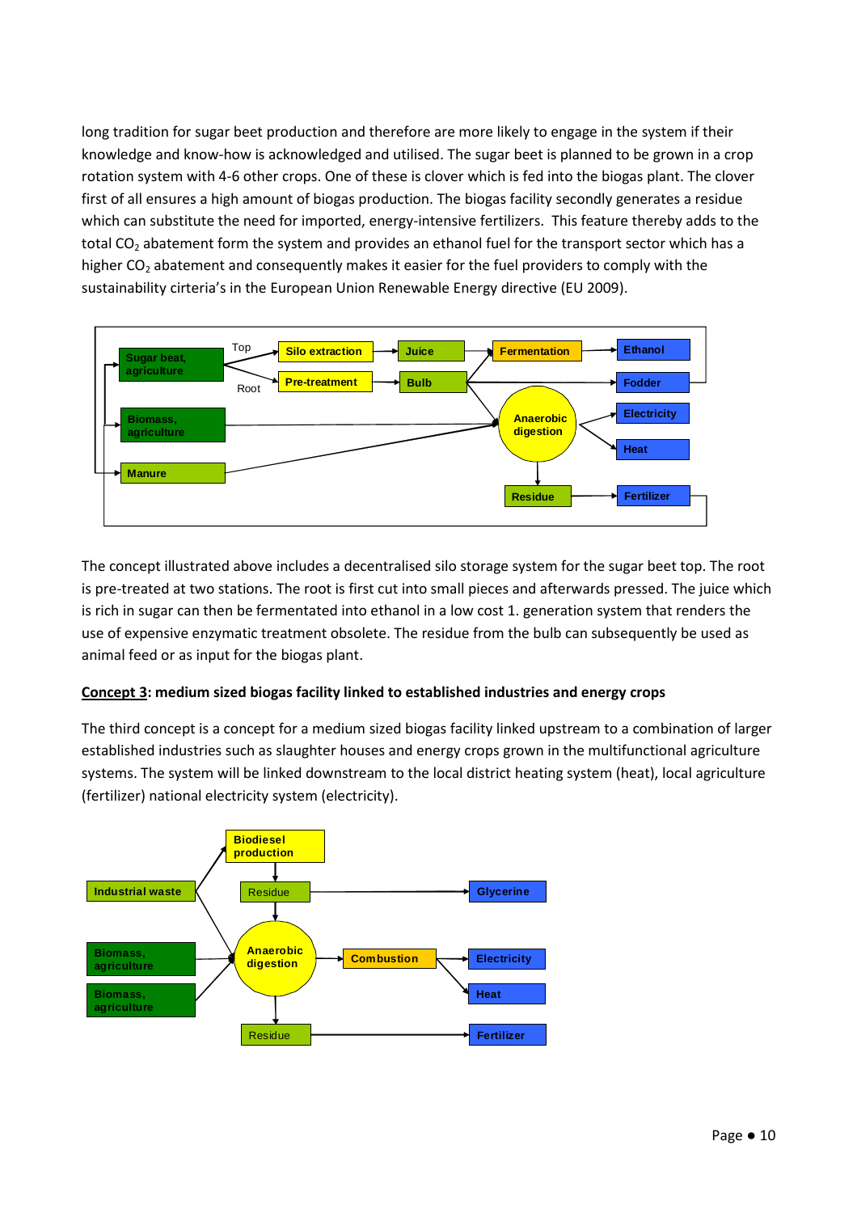long tradition for sugar beet production and therefore are more likely to engage in the system if their knowledge and know-how is acknowledged and utilised. The sugar beet is planned to be grown in a crop rotation system with 4-6 other crops. One of these is clover which is fed into the biogas plant. The clover first of all ensures a high amount of biogas production. The biogas facility secondly generates a residue which can substitute the need for imported, energy-intensive fertilizers. This feature thereby adds to the total $CO_2$ abatement form the system and provides an ethanol fuel for the transport sector which has a higher $CO_2$ abatement and consequently makes it easier for the fuel providers to comply with the sustainability cirteria's in the European Union Renewable Energy directive (EU 2009).

The concept illustrated above includes a decentralised silo storage system for the sugar beet top. The root is pre-treated at two stations. The root is first cut into small pieces and afterwards pressed. The juice which is rich in sugar can then be fermentated into ethanol in a low cost 1. generation system that renders the use of expensive enzymatic treatment obsolete. The residue from the bulb can subsequently be used as animal feed or as input for the biogas plant.

**<u>Concept 3</u>: medium sized biogas facility linked to established industries and energy crops**

The third concept is a concept for a medium sized biogas facility linked upstream to a combination of larger established industries such as slaughter houses and energy crops grown in the multifunctional agriculture systems. The system will be linked downstream to the local district heating system (heat), local agriculture (fertilizer) national electricity system (electricity).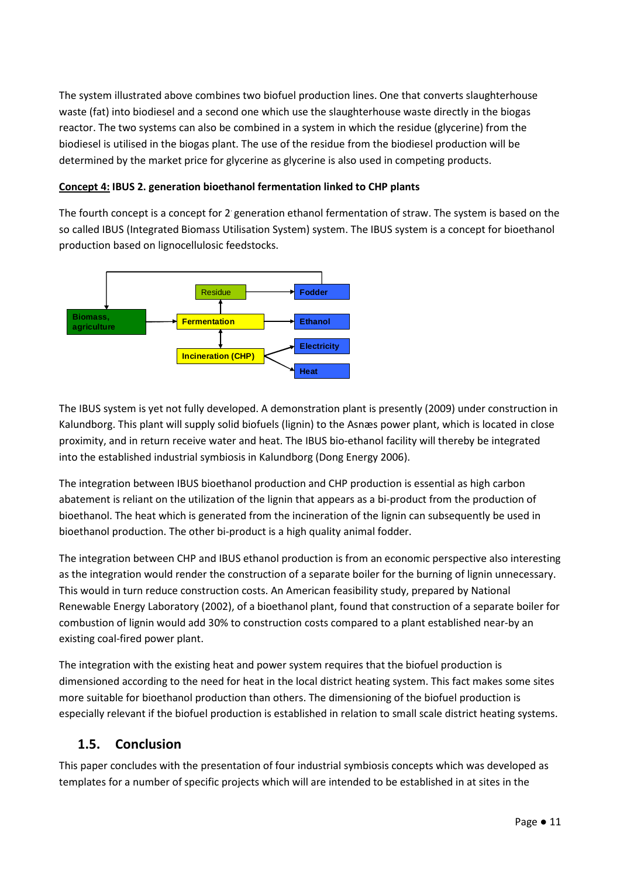The system illustrated above combines two biofuel production lines. One that converts slaughterhouse waste (fat) into biodiesel and a second one which use the slaughterhouse waste directly in the biogas reactor. The two systems can also be combined in a system in which the residue (glycerine) from the biodiesel production is utilised in the biogas plant. The use of the residue from the biodiesel production will be determined by the market price for glycerine as glycerine is also used in competing products.

**<u>Concept 4:</u> IBUS 2. generation bioethanol fermentation linked to CHP plants**

The fourth concept is a concept for 2. generation ethanol fermentation of straw. The system is based on the so called IBUS (Integrated Biomass Utilisation System) system. The IBUS system is a concept for bioethanol production based on lignocellulosic feedstocks.

The IBUS system is yet not fully developed. A demonstration plant is presently (2009) under construction in Kalundborg. This plant will supply solid biofuels (lignin) to the Asnæs power plant, which is located in close proximity, and in return receive water and heat. The IBUS bio-ethanol facility will thereby be integrated into the established industrial symbiosis in Kalundborg (Dong Energy 2006).

The integration between IBUS bioethanol production and CHP production is essential as high carbon abatement is reliant on the utilization of the lignin that appears as a bi-product from the production of bioethanol. The heat which is generated from the incineration of the lignin can subsequently be used in bioethanol production. The other bi-product is a high quality animal fodder.

The integration between CHP and IBUS ethanol production is from an economic perspective also interesting as the integration would render the construction of a separate boiler for the burning of lignin unnecessary. This would in turn reduce construction costs. An American feasibility study, prepared by National Renewable Energy Laboratory (2002), of a bioethanol plant, found that construction of a separate boiler for combustion of lignin would add 30% to construction costs compared to a plant established near-by an existing coal-fired power plant.

The integration with the existing heat and power system requires that the biofuel production is dimensioned according to the need for heat in the local district heating system. This fact makes some sites more suitable for bioethanol production than others. The dimensioning of the biofuel production is especially relevant if the biofuel production is established in relation to small scale district heating systems.

## 1.5. Conclusion

This paper concludes with the presentation of four industrial symbiosis concepts which was developed as templates for a number of specific projects which will are intended to be established in at sites in the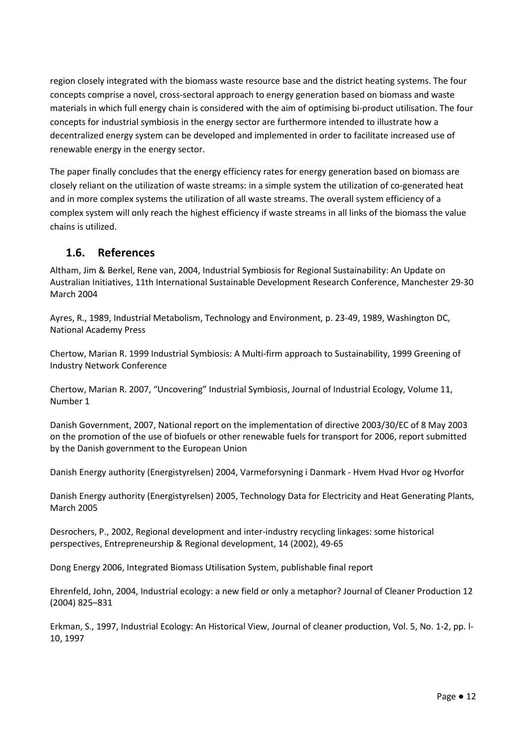region closely integrated with the biomass waste resource base and the district heating systems. The four concepts comprise a novel, cross-sectoral approach to energy generation based on biomass and waste materials in which full energy chain is considered with the aim of optimising bi-product utilisation. The four concepts for industrial symbiosis in the energy sector are furthermore intended to illustrate how a decentralized energy system can be developed and implemented in order to facilitate increased use of renewable energy in the energy sector.

The paper finally concludes that the energy efficiency rates for energy generation based on biomass are closely reliant on the utilization of waste streams: in a simple system the utilization of co-generated heat and in more complex systems the utilization of all waste streams. The overall system efficiency of a complex system will only reach the highest efficiency if waste streams in all links of the biomass the value chains is utilized.

## 1.6. References

Altham, Jim & Berkel, Rene van, 2004, Industrial Symbiosis for Regional Sustainability: An Update on Australian Initiatives, 11th International Sustainable Development Research Conference, Manchester 29-30 March 2004

Ayres, R., 1989, Industrial Metabolism, Technology and Environment, p. 23-49, 1989, Washington DC, National Academy Press

Chertow, Marian R. 1999 Industrial Symbiosis: A Multi-firm approach to Sustainability, 1999 Greening of Industry Network Conference

Chertow, Marian R. 2007, "Uncovering" Industrial Symbiosis, Journal of Industrial Ecology, Volume 11, Number 1

Danish Government, 2007, National report on the implementation of directive 2003/30/EC of 8 May 2003 on the promotion of the use of biofuels or other renewable fuels for transport for 2006, report submitted by the Danish government to the European Union

Danish Energy authority (Energistyrelsen) 2004, Varmeforsyning i Danmark - Hvem Hvad Hvor og Hvorfor

Danish Energy authority (Energistyrelsen) 2005, Technology Data for Electricity and Heat Generating Plants, March 2005

Desrochers, P., 2002, Regional development and inter-industry recycling linkages: some historical perspectives, Entrepreneurship & Regional development, 14 (2002), 49-65

Dong Energy 2006, Integrated Biomass Utilisation System, publishable final report

Ehrenfeld, John, 2004, Industrial ecology: a new field or only a metaphor? Journal of Cleaner Production 12 (2004) 825–831

Erkman, S., 1997, Industrial Ecology: An Historical View, Journal of cleaner production, Vol. 5, No. 1-2, pp. l-10, 1997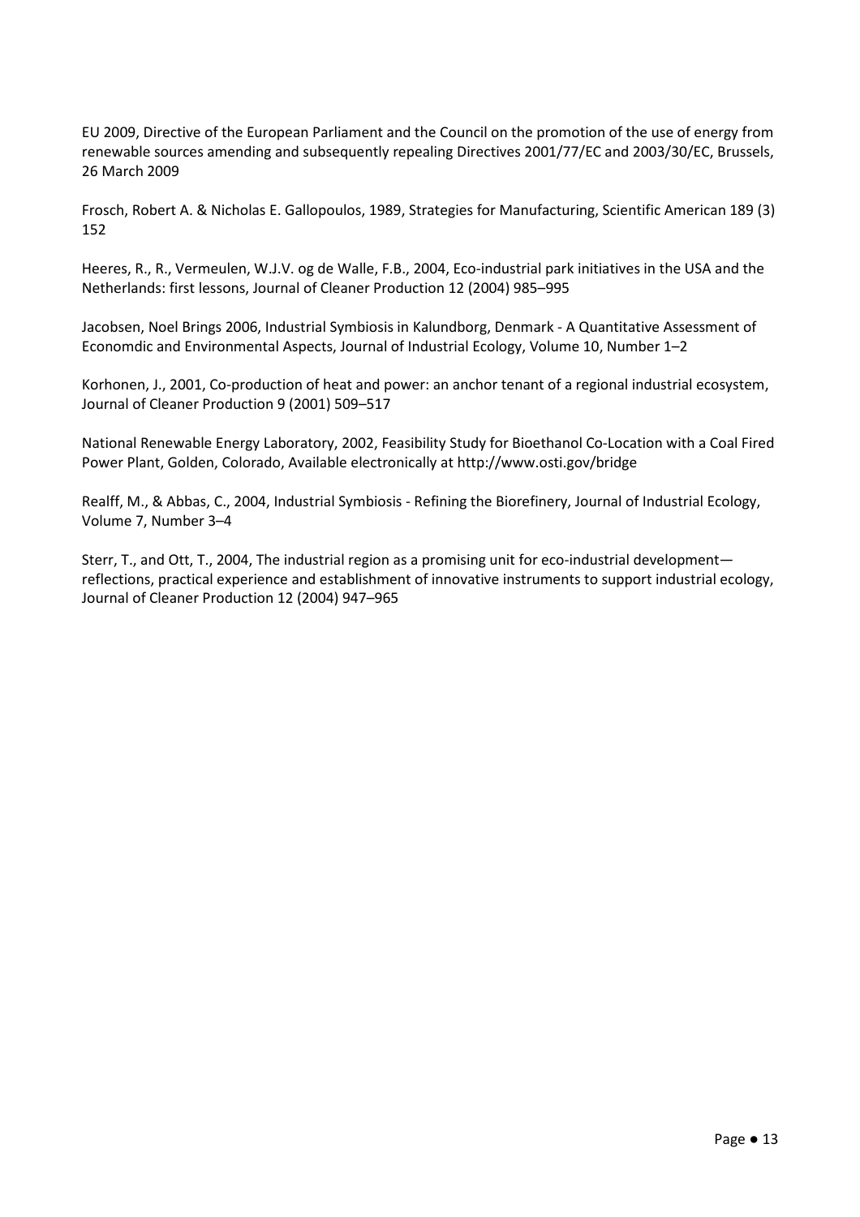EU 2009, Directive of the European Parliament and the Council on the promotion of the use of energy from renewable sources amending and subsequently repealing Directives 2001/77/EC and 2003/30/EC, Brussels, 26 March 2009

Frosch, Robert A. & Nicholas E. Gallopoulos, 1989, Strategies for Manufacturing, Scientific American 189 (3) 152

Heeres, R., R., Vermeulen, W.J.V. og de Walle, F.B., 2004, Eco-industrial park initiatives in the USA and the Netherlands: first lessons, Journal of Cleaner Production 12 (2004) 985–995

Jacobsen, Noel Brings 2006, Industrial Symbiosis in Kalundborg, Denmark - A Quantitative Assessment of Economdic and Environmental Aspects, Journal of Industrial Ecology, Volume 10, Number 1–2

Korhonen, J., 2001, Co-production of heat and power: an anchor tenant of a regional industrial ecosystem, Journal of Cleaner Production 9 (2001) 509–517

National Renewable Energy Laboratory, 2002, Feasibility Study for Bioethanol Co-Location with a Coal Fired Power Plant, Golden, Colorado, Available electronically at http://www.osti.gov/bridge

Realff, M., & Abbas, C., 2004, Industrial Symbiosis - Refining the Biorefinery, Journal of Industrial Ecology, Volume 7, Number 3–4

Sterr, T., and Ott, T., 2004, The industrial region as a promising unit for eco-industrial development—reflections, practical experience and establishment of innovative instruments to support industrial ecology, Journal of Cleaner Production 12 (2004) 947–965